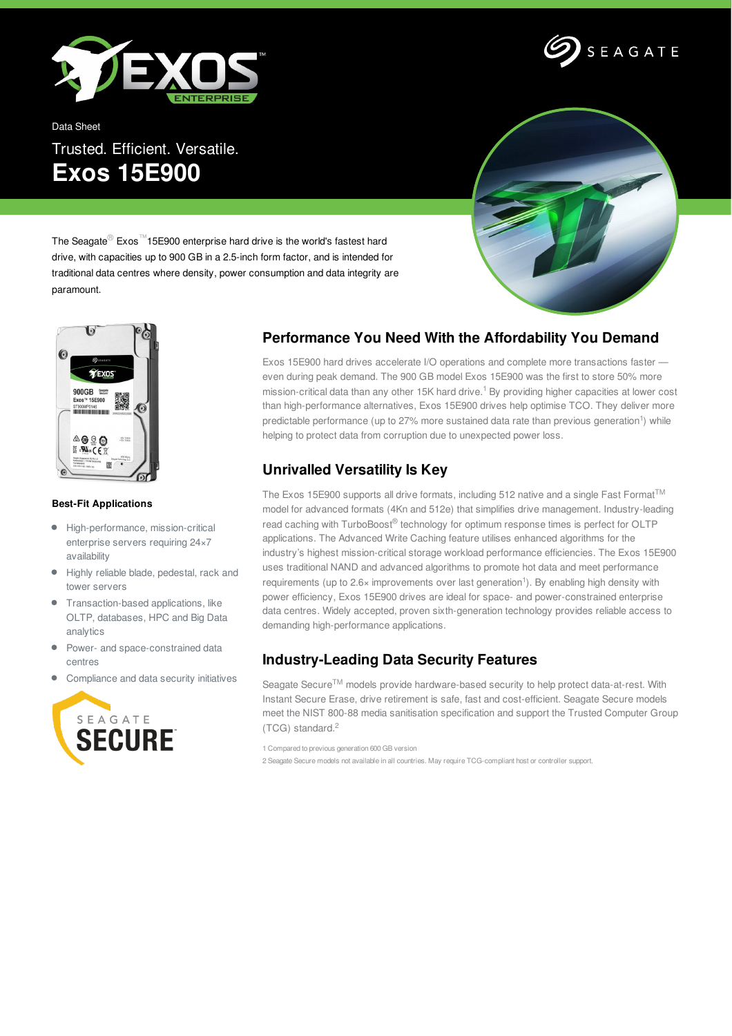Data Sheet

Trusted. Efficient. Versatile.

# Exos 15E900

The Seagate® Exos™ 15E900 enterprise hard drive is the world's fastest hard drive, with capacities up to 900 GB in a 2.5-inch form factor, and is intended for traditional data centres where density, power consumption and data integrity are paramount.

## Performance You Need With the Affordability You Demand

Exos 15E900 hard drives accelerate I/O operations and complete more transactions faster — even during peak demand. The 900 GB model Exos 15E900 was the first to store 50% more mission-critical data than any other 15K hard drive.[1] By providing higher capacities at lower cost than high-performance alternatives, Exos 15E900 drives help optimise TCO. They deliver more predictable performance (up to 27% more sustained data rate than previous generation[1]) while helping to protect data from corruption due to unexpected power loss.

## Unrivalled Versatility Is Key

The Exos 15E900 supports all drive formats, including 512 native and a single Fast Format™ model for advanced formats (4Kn and 512e) that simplifies drive management. Industry-leading read caching with TurboBoost® technology for optimum response times is perfect for OLTP applications. The Advanced Write Caching feature utilises enhanced algorithms for the industry's highest mission-critical storage workload performance efficiencies. The Exos 15E900 uses traditional NAND and advanced algorithms to promote hot data and meet performance requirements (up to 2.6× improvements over last generation[1]). By enabling high density with power efficiency, Exos 15E900 drives are ideal for space- and power-constrained enterprise data centres. Widely accepted, proven sixth-generation technology provides reliable access to demanding high-performance applications.

## Industry-Leading Data Security Features

Seagate Secure™ models provide hardware-based security to help protect data-at-rest. With Instant Secure Erase, drive retirement is safe, fast and cost-efficient. Seagate Secure models meet the NIST 800-88 media sanitisation specification and support the Trusted Computer Group (TCG) standard.[2]

1 Compared to previous generation 600 GB version

2 Seagate Secure models not available in all countries. May require TCG-compliant host or controller support.

### Best-Fit Applications

- High-performance, mission-critical enterprise servers requiring 24×7 availability
- Highly reliable blade, pedestal, rack and tower servers
- Transaction-based applications, like OLTP, databases, HPC and Big Data analytics
- Power- and space-constrained data centres
- Compliance and data security initiatives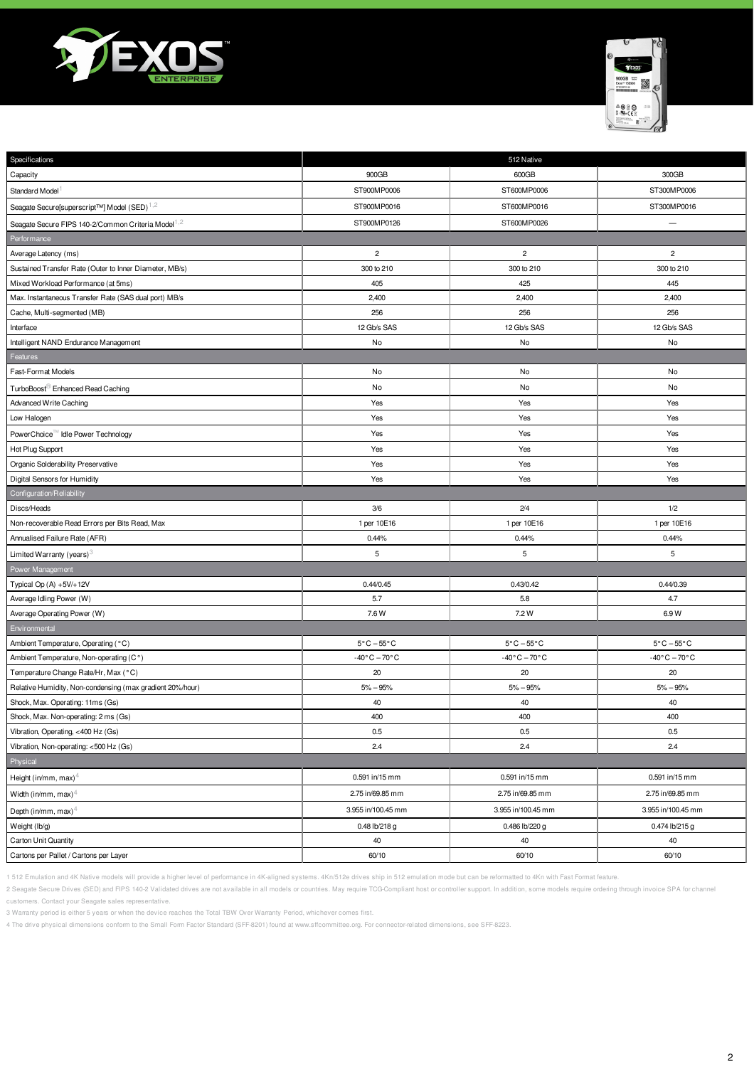| Specifications | 512 Native | | |
|---|---|---|---|
| Capacity | 900GB | 600GB | 300GB |
| Standard Model[1] | ST900MP0006 | ST600MP0006 | ST300MP0006 |
| Seagate Secure[superscript™] Model (SED)[1,2] | ST900MP0016 | ST600MP0016 | ST300MP0016 |
| Seagate Secure FIPS 140-2/Common Criteria Model[1,2] | ST900MP0126 | ST600MP0026 | — |
| Performance | | | |
| Average Latency (ms) | 2 | 2 | 2 |
| Sustained Transfer Rate (Outer to Inner Diameter, MB/s) | 300 to 210 | 300 to 210 | 300 to 210 |
| Mixed Workload Performance (at 5ms) | 405 | 425 | 445 |
| Max. Instantaneous Transfer Rate (SAS dual port) MB/s | 2,400 | 2,400 | 2,400 |
| Cache, Multi-segmented (MB) | 256 | 256 | 256 |
| Interface | 12 Gb/s SAS | 12 Gb/s SAS | 12 Gb/s SAS |
| Intelligent NAND Endurance Management | No | No | No |
| Features | | | |
| Fast-Format Models | No | No | No |
| TurboBoost® Enhanced Read Caching | No | No | No |
| Advanced Write Caching | Yes | Yes | Yes |
| Low Halogen | Yes | Yes | Yes |
| PowerChoice™ Idle Power Technology | Yes | Yes | Yes |
| Hot Plug Support | Yes | Yes | Yes |
| Organic Solderability Preservative | Yes | Yes | Yes |
| Digital Sensors for Humidity | Yes | Yes | Yes |
| Configuration/Reliability | | | |
| Discs/Heads | 3/6 | 2/4 | 1/2 |
| Non-recoverable Read Errors per Bits Read, Max | 1 per 10E16 | 1 per 10E16 | 1 per 10E16 |
| Annualised Failure Rate (AFR) | 0.44% | 0.44% | 0.44% |
| Limited Warranty (years)[3] | 5 | 5 | 5 |
| Power Management | | | |
| Typical Op (A) +5V/+12V | 0.44/0.45 | 0.43/0.42 | 0.44/0.39 |
| Average Idling Power (W) | 5.7 | 5.8 | 4.7 |
| Average Operating Power (W) | 7.6 W | 7.2 W | 6.9 W |
| Environmental | | | |
| Ambient Temperature, Operating (°C) | 5°C – 55°C | 5°C – 55°C | 5°C – 55°C |
| Ambient Temperature, Non-operating (C°) | -40°C – 70°C | -40°C – 70°C | -40°C – 70°C |
| Temperature Change Rate/Hr, Max (°C) | 20 | 20 | 20 |
| Relative Humidity, Non-condensing (max gradient 20%/hour) | 5% – 95% | 5% – 95% | 5% – 95% |
| Shock, Max. Operating: 11ms (Gs) | 40 | 40 | 40 |
| Shock, Max. Non-operating: 2 ms (Gs) | 400 | 400 | 400 |
| Vibration, Operating, <400 Hz (Gs) | 0.5 | 0.5 | 0.5 |
| Vibration, Non-operating: <500 Hz (Gs) | 2.4 | 2.4 | 2.4 |
| Physical | | | |
| Height (in/mm, max)[4] | 0.591 in/15 mm | 0.591 in/15 mm | 0.591 in/15 mm |
| Width (in/mm, max)[4] | 2.75 in/69.85 mm | 2.75 in/69.85 mm | 2.75 in/69.85 mm |
| Depth (in/mm, max)[4] | 3.955 in/100.45 mm | 3.955 in/100.45 mm | 3.955 in/100.45 mm |
| Weight (lb/g) | 0.48 lb/218 g | 0.486 lb/220 g | 0.474 lb/215 g |
| Carton Unit Quantity | 40 | 40 | 40 |
| Cartons per Pallet / Cartons per Layer | 60/10 | 60/10 | 60/10 |

1 512 Emulation and 4K Native models will provide a higher level of performance in 4K-aligned systems. 4Kn/512e drives ship in 512 emulation mode but can be reformatted to 4Kn with Fast Format feature.

2 Seagate Secure Drives (SED) and FIPS 140-2 Validated drives are not available in all models or countries. May require TCG-Compliant host or controller support. In addition, some models require ordering through invoice SPA for channel customers. Contact your Seagate sales representative.

3 Warranty period is either 5 years or when the device reaches the Total TBW Over Warranty Period, whichever comes first.

4 The drive physical dimensions conform to the Small Form Factor Standard (SFF-8201) found at www.sffcommittee.org. For connector-related dimensions, see SFF-8223.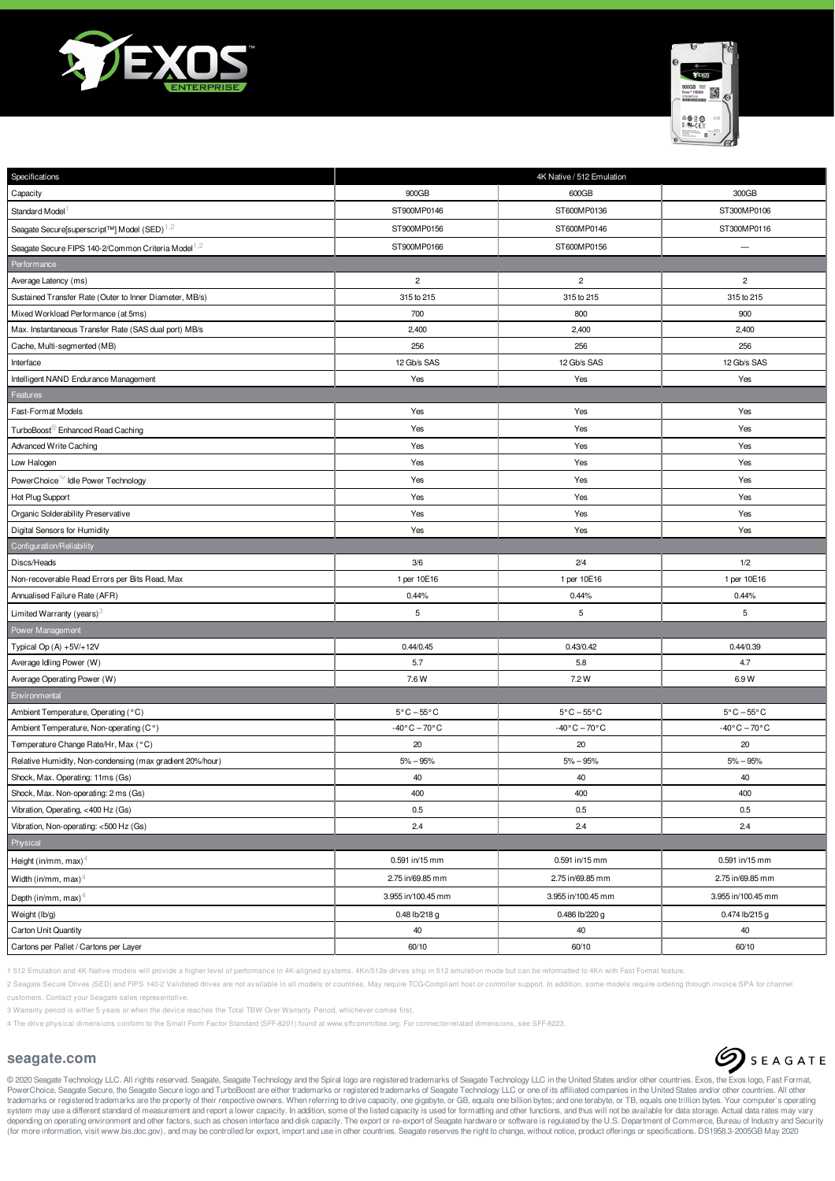| Specifications | 4K Native / 512 Emulation | | |
|---|---|---|---|
| Capacity | 900GB | 600GB | 300GB |
| Standard Model[1] | ST900MP0146 | ST600MP0136 | ST300MP0106 |
| Seagate Secure[superscript™] Model (SED)[1,2] | ST900MP0156 | ST600MP0146 | ST300MP0116 |
| Seagate Secure FIPS 140-2/Common Criteria Model[1,2] | ST900MP0166 | ST600MP0156 | — |
| Performance | | | |
| Average Latency (ms) | 2 | 2 | 2 |
| Sustained Transfer Rate (Outer to Inner Diameter, MB/s) | 315 to 215 | 315 to 215 | 315 to 215 |
| Mixed Workload Performance (at 5ms) | 700 | 800 | 900 |
| Max. Instantaneous Transfer Rate (SAS dual port) MB/s | 2,400 | 2,400 | 2,400 |
| Cache, Multi-segmented (MB) | 256 | 256 | 256 |
| Interface | 12 Gb/s SAS | 12 Gb/s SAS | 12 Gb/s SAS |
| Intelligent NAND Endurance Management | Yes | Yes | Yes |
| Features | | | |
| Fast-Format Models | Yes | Yes | Yes |
| TurboBoost® Enhanced Read Caching | Yes | Yes | Yes |
| Advanced Write Caching | Yes | Yes | Yes |
| Low Halogen | Yes | Yes | Yes |
| PowerChoice™ Idle Power Technology | Yes | Yes | Yes |
| Hot Plug Support | Yes | Yes | Yes |
| Organic Solderability Preservative | Yes | Yes | Yes |
| Digital Sensors for Humidity | Yes | Yes | Yes |
| Configuration/Reliability | | | |
| Discs/Heads | 3/6 | 2/4 | 1/2 |
| Non-recoverable Read Errors per Bits Read, Max | 1 per 10E16 | 1 per 10E16 | 1 per 10E16 |
| Annualised Failure Rate (AFR) | 0.44% | 0.44% | 0.44% |
| Limited Warranty (years)[3] | 5 | 5 | 5 |
| Power Management | | | |
| Typical Op (A) +5V/+12V | 0.44/0.45 | 0.43/0.42 | 0.44/0.39 |
| Average Idling Power (W) | 5.7 | 5.8 | 4.7 |
| Average Operating Power (W) | 7.6 W | 7.2 W | 6.9 W |
| Environmental | | | |
| Ambient Temperature, Operating (°C) | 5°C – 55°C | 5°C – 55°C | 5°C – 55°C |
| Ambient Temperature, Non-operating (C°) | -40°C – 70°C | -40°C – 70°C | -40°C – 70°C |
| Temperature Change Rate/Hr, Max (°C) | 20 | 20 | 20 |
| Relative Humidity, Non-condensing (max gradient 20%/hour) | 5% – 95% | 5% – 95% | 5% – 95% |
| Shock, Max. Operating: 11ms (Gs) | 40 | 40 | 40 |
| Shock, Max. Non-operating: 2 ms (Gs) | 400 | 400 | 400 |
| Vibration, Operating, <400 Hz (Gs) | 0.5 | 0.5 | 0.5 |
| Vibration, Non-operating: <500 Hz (Gs) | 2.4 | 2.4 | 2.4 |
| Physical | | | |
| Height (in/mm, max)[4] | 0.591 in/15 mm | 0.591 in/15 mm | 0.591 in/15 mm |
| Width (in/mm, max)[4] | 2.75 in/69.85 mm | 2.75 in/69.85 mm | 2.75 in/69.85 mm |
| Depth (in/mm, max)[4] | 3.955 in/100.45 mm | 3.955 in/100.45 mm | 3.955 in/100.45 mm |
| Weight (lb/g) | 0.48 lb/218 g | 0.486 lb/220 g | 0.474 lb/215 g |
| Carton Unit Quantity | 40 | 40 | 40 |
| Cartons per Pallet / Cartons per Layer | 60/10 | 60/10 | 60/10 |

1 512 Emulation and 4K Native models will provide a higher level of performance in 4K-aligned systems. 4Kn/512e drives ship in 512 emulation mode but can be reformatted to 4Kn with Fast Format feature.

2 Seagate Secure Drives (SED) and FIPS 140-2 Validated drives are not available in all models or countries. May require TCG-Compliant host or controller support. In addition, some models require ordering through invoice SPA for channel customers. Contact your Seagate sales representative.

3 Warranty period is either 5 years or when the device reaches the Total TBW Over Warranty Period, whichever comes first.

4 The drive physical dimensions conform to the Small Form Factor Standard (SFF-8201) found at www.sffcommittee.org. For connector-related dimensions, see SFF-8223.

**seagate.com**

SEAGATE

© 2020 Seagate Technology LLC. All rights reserved. Seagate, Seagate Technology and the Spiral logo are registered trademarks of Seagate Technology LLC in the United States and/or other countries. Exos, the Exos logo, Fast Format, PowerChoice, Seagate Secure, the Seagate Secure logo and TurboBoost are either trademarks or registered trademarks of Seagate Technology LLC or one of its affiliated companies in the United States and/or other countries. All other trademarks or registered trademarks are the property of their respective owners. When referring to drive capacity, one gigabyte, or GB, equals one billion bytes; and one terabyte, or TB, equals one trillion bytes. Your computer's operating system may use a different standard of measurement and report a lower capacity. In addition, some of the listed capacity is used for formatting and other functions, and thus will not be available for data storage. Actual data rates may vary depending on operating environment and other factors, such as chosen interface and disk capacity. The export or re-export of Seagate hardware or software is regulated by the U.S. Department of Commerce, Bureau of Industry and Security (for more information, visit www.bis.doc.gov), and may be controlled for export, import and use in other countries. Seagate reserves the right to change, without notice, product offerings or specifications. DS1958.3-2005GB May 2020